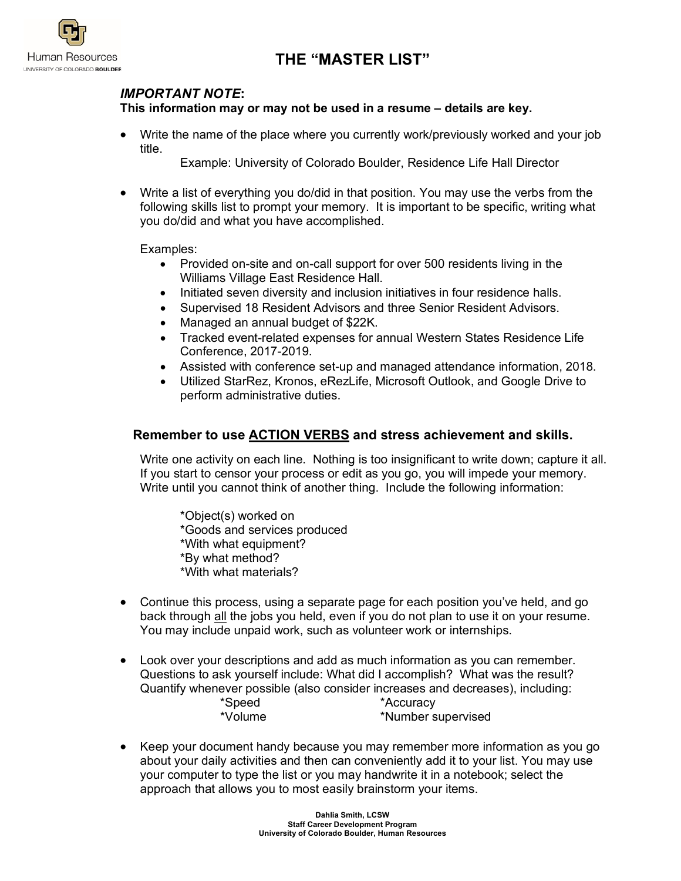# THE "MASTER LIST"

***IMPORTANT NOTE*:**
**This information may or may not be used in a resume – details are key.**

- Write the name of the place where you currently work/previously worked and your job title.

  Example: University of Colorado Boulder, Residence Life Hall Director

- Write a list of everything you do/did in that position. You may use the verbs from the following skills list to prompt your memory. It is important to be specific, writing what you do/did and what you have accomplished.

  Examples:
  - Provided on-site and on-call support for over 500 residents living in the Williams Village East Residence Hall.
  - Initiated seven diversity and inclusion initiatives in four residence halls.
  - Supervised 18 Resident Advisors and three Senior Resident Advisors.
  - Managed an annual budget of $22K.
  - Tracked event-related expenses for annual Western States Residence Life Conference, 2017-2019.
  - Assisted with conference set-up and managed attendance information, 2018.
  - Utilized StarRez, Kronos, eRezLife, Microsoft Outlook, and Google Drive to perform administrative duties.

**Remember to use ACTION VERBS and stress achievement and skills.**

Write one activity on each line. Nothing is too insignificant to write down; capture it all. If you start to censor your process or edit as you go, you will impede your memory. Write until you cannot think of another thing. Include the following information:

*Object(s) worked on
*Goods and services produced
*With what equipment?
*By what method?
*With what materials?

- Continue this process, using a separate page for each position you've held, and go back through all the jobs you held, even if you do not plan to use it on your resume. You may include unpaid work, such as volunteer work or internships.

- Look over your descriptions and add as much information as you can remember. Questions to ask yourself include: What did I accomplish? What was the result? Quantify whenever possible (also consider increases and decreases), including:

  *Speed  *Accuracy
  *Volume  *Number supervised

- Keep your document handy because you may remember more information as you go about your daily activities and then can conveniently add it to your list. You may use your computer to type the list or you may handwrite it in a notebook; select the approach that allows you to most easily brainstorm your items.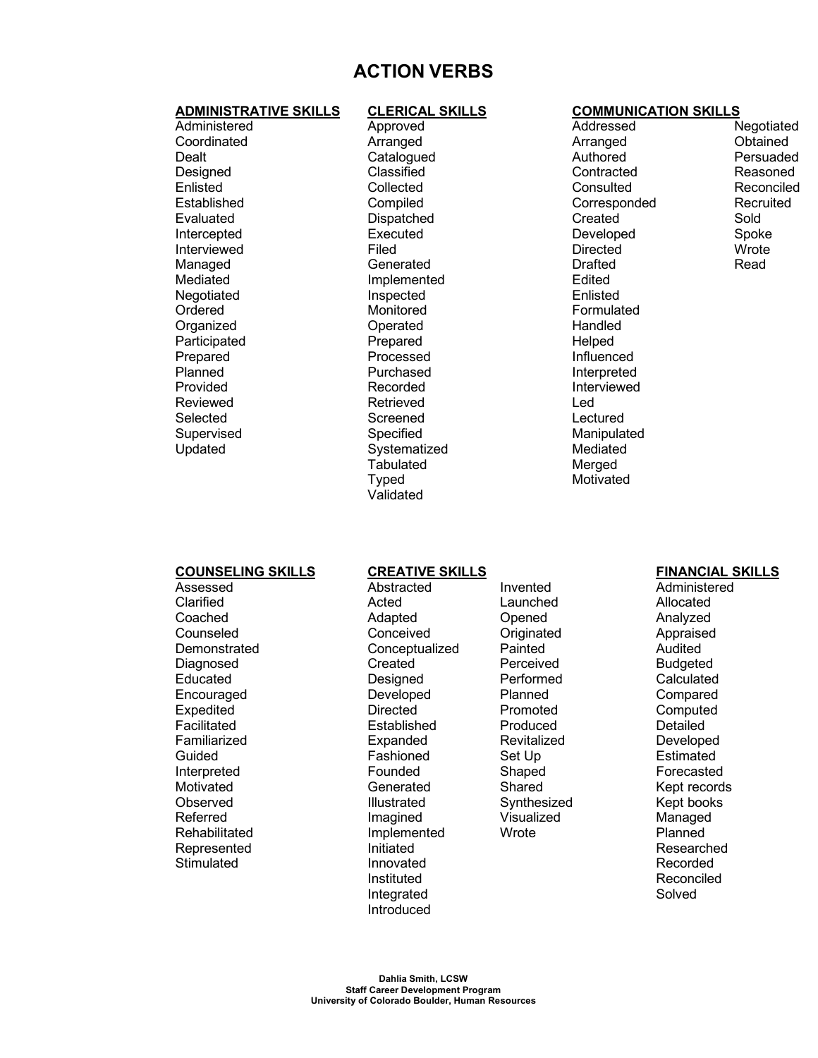# ACTION VERBS

## ADMINISTRATIVE SKILLS

Administered
Coordinated
Dealt
Designed
Enlisted
Established
Evaluated
Intercepted
Interviewed
Managed
Mediated
Negotiated
Ordered
Organized
Participated
Prepared
Planned
Provided
Reviewed
Selected
Supervised
Updated

## CLERICAL SKILLS

Approved
Arranged
Catalogued
Classified
Collected
Compiled
Dispatched
Executed
Filed
Generated
Implemented
Inspected
Monitored
Operated
Prepared
Processed
Purchased
Recorded
Retrieved
Screened
Specified
Systematized
Tabulated
Typed
Validated

## COMMUNICATION SKILLS

Addressed
Arranged
Authored
Contracted
Consulted
Corresponded
Created
Developed
Directed
Drafted
Edited
Enlisted
Formulated
Handled
Helped
Influenced
Interpreted
Interviewed
Led
Lectured
Manipulated
Mediated
Merged
Motivated
Negotiated
Obtained
Persuaded
Reasoned
Reconciled
Recruited
Sold
Spoke
Wrote
Read

## COUNSELING SKILLS

Assessed
Clarified
Coached
Counseled
Demonstrated
Diagnosed
Educated
Encouraged
Expedited
Facilitated
Familiarized
Guided
Interpreted
Motivated
Observed
Referred
Rehabilitated
Represented
Stimulated

## CREATIVE SKILLS

Abstracted
Acted
Adapted
Conceived
Conceptualized
Created
Designed
Developed
Directed
Established
Expanded
Fashioned
Founded
Generated
Illustrated
Imagined
Implemented
Initiated
Innovated
Instituted
Integrated
Introduced
Invented
Launched
Opened
Originated
Painted
Perceived
Performed
Planned
Promoted
Produced
Revitalized
Set Up
Shaped
Shared
Synthesized
Visualized
Wrote

## FINANCIAL SKILLS

Administered
Allocated
Analyzed
Appraised
Audited
Budgeted
Calculated
Compared
Computed
Detailed
Developed
Estimated
Forecasted
Kept records
Kept books
Managed
Planned
Researched
Recorded
Reconciled
Solved

**Dahlia Smith, LCSW**
**Staff Career Development Program**
**University of Colorado Boulder, Human Resources**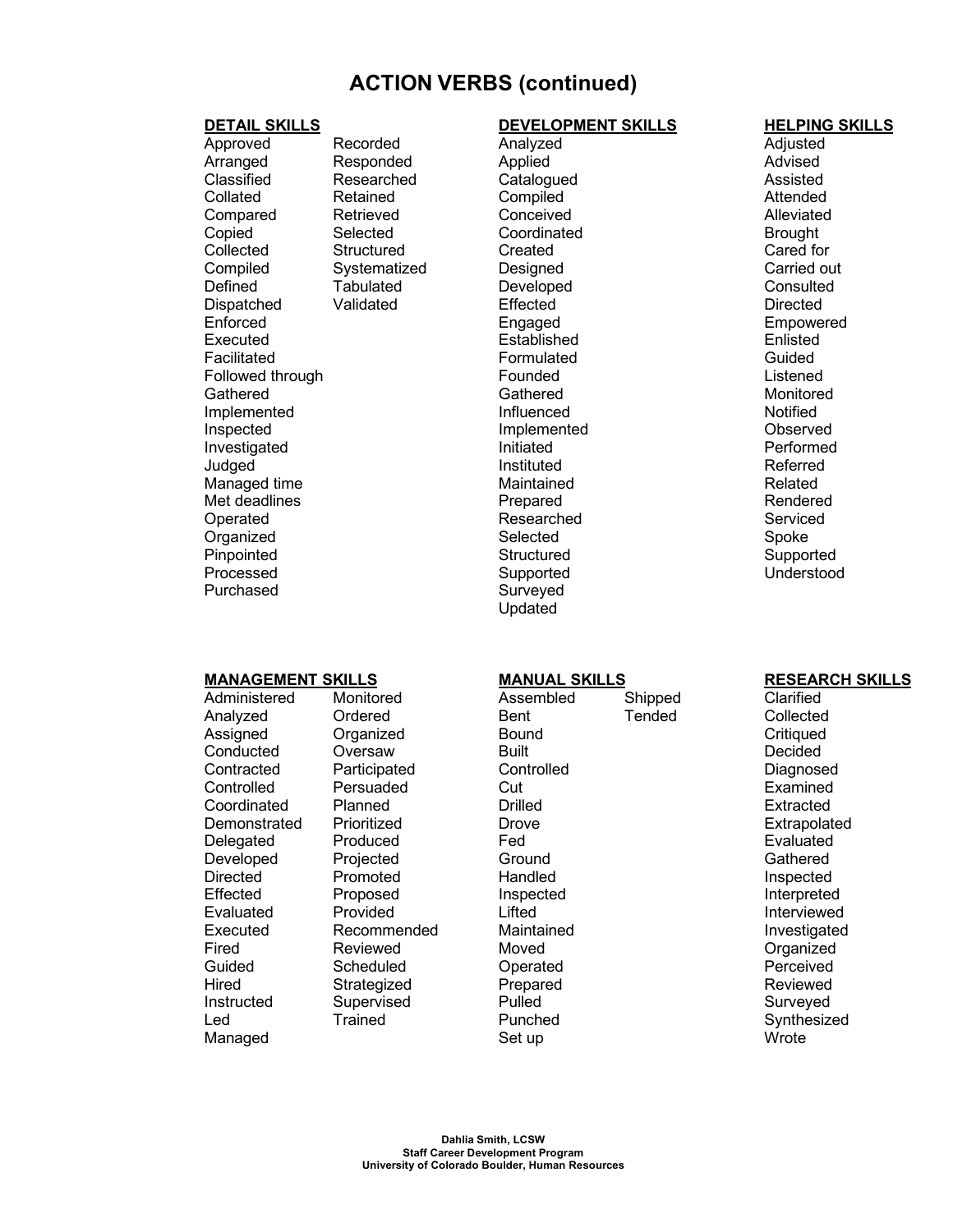# ACTION VERBS (continued)

## DETAIL SKILLS

- Approved
- Arranged
- Classified
- Collated
- Compared
- Copied
- Collected
- Compiled
- Defined
- Dispatched
- Enforced
- Executed
- Facilitated
- Followed through
- Gathered
- Implemented
- Inspected
- Investigated
- Judged
- Managed time
- Met deadlines
- Operated
- Organized
- Pinpointed
- Processed
- Purchased
- Recorded
- Responded
- Researched
- Retained
- Retrieved
- Selected
- Structured
- Systematized
- Tabulated
- Validated

## DEVELOPMENT SKILLS

- Analyzed
- Applied
- Catalogued
- Compiled
- Conceived
- Coordinated
- Created
- Designed
- Developed
- Effected
- Engaged
- Established
- Formulated
- Founded
- Gathered
- Influenced
- Implemented
- Initiated
- Instituted
- Maintained
- Prepared
- Researched
- Selected
- Structured
- Supported
- Surveyed
- Updated

## HELPING SKILLS

- Adjusted
- Advised
- Assisted
- Attended
- Alleviated
- Brought
- Cared for
- Carried out
- Consulted
- Directed
- Empowered
- Enlisted
- Guided
- Listened
- Monitored
- Notified
- Observed
- Performed
- Referred
- Related
- Rendered
- Serviced
- Spoke
- Supported
- Understood

## MANAGEMENT SKILLS

- Administered
- Analyzed
- Assigned
- Conducted
- Contracted
- Controlled
- Coordinated
- Demonstrated
- Delegated
- Developed
- Directed
- Effected
- Evaluated
- Executed
- Fired
- Guided
- Hired
- Instructed
- Led
- Managed
- Monitored
- Ordered
- Organized
- Oversaw
- Participated
- Persuaded
- Planned
- Prioritized
- Produced
- Projected
- Promoted
- Proposed
- Provided
- Recommended
- Reviewed
- Scheduled
- Strategized
- Supervised
- Trained

## MANUAL SKILLS

- Assembled
- Bent
- Bound
- Built
- Controlled
- Cut
- Drilled
- Drove
- Fed
- Ground
- Handled
- Inspected
- Lifted
- Maintained
- Moved
- Operated
- Prepared
- Pulled
- Punched
- Set up
- Shipped
- Tended

## RESEARCH SKILLS

- Clarified
- Collected
- Critiqued
- Decided
- Diagnosed
- Examined
- Extracted
- Extrapolated
- Evaluated
- Gathered
- Inspected
- Interpreted
- Interviewed
- Investigated
- Organized
- Perceived
- Reviewed
- Surveyed
- Synthesized
- Wrote

**Dahlia Smith, LCSW**
**Staff Career Development Program**
**University of Colorado Boulder, Human Resources**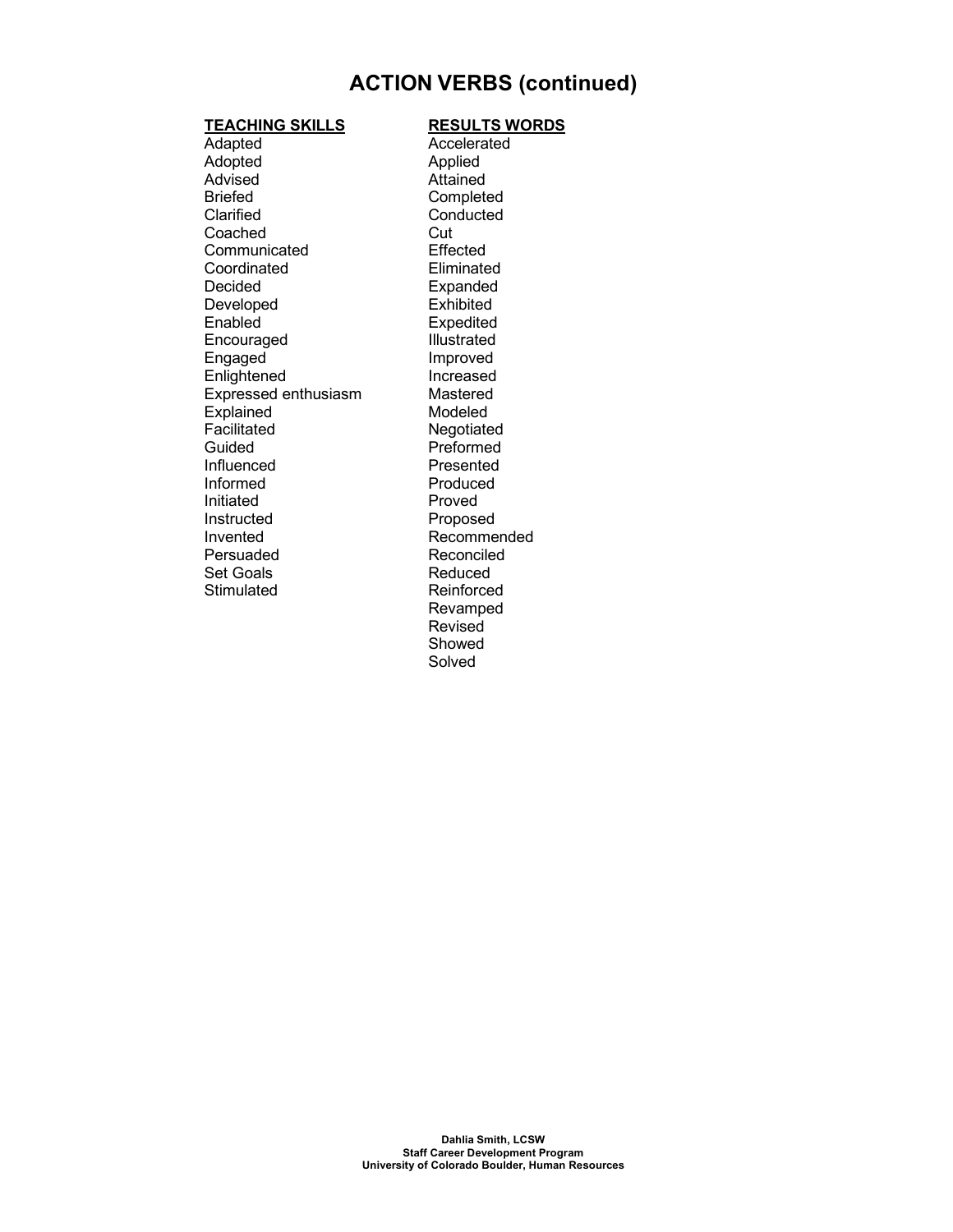# ACTION VERBS (continued)

**TEACHING SKILLS**

Adapted
Adopted
Advised
Briefed
Clarified
Coached
Communicated
Coordinated
Decided
Developed
Enabled
Encouraged
Engaged
Enlightened
Expressed enthusiasm
Explained
Facilitated
Guided
Influenced
Informed
Initiated
Instructed
Invented
Persuaded
Set Goals
Stimulated

**RESULTS WORDS**

Accelerated
Applied
Attained
Completed
Conducted
Cut
Effected
Eliminated
Expanded
Exhibited
Expedited
Illustrated
Improved
Increased
Mastered
Modeled
Negotiated
Preformed
Presented
Produced
Proved
Proposed
Recommended
Reconciled
Reduced
Reinforced
Revamped
Revised
Showed
Solved

**Dahlia Smith, LCSW**
**Staff Career Development Program**
**University of Colorado Boulder, Human Resources**